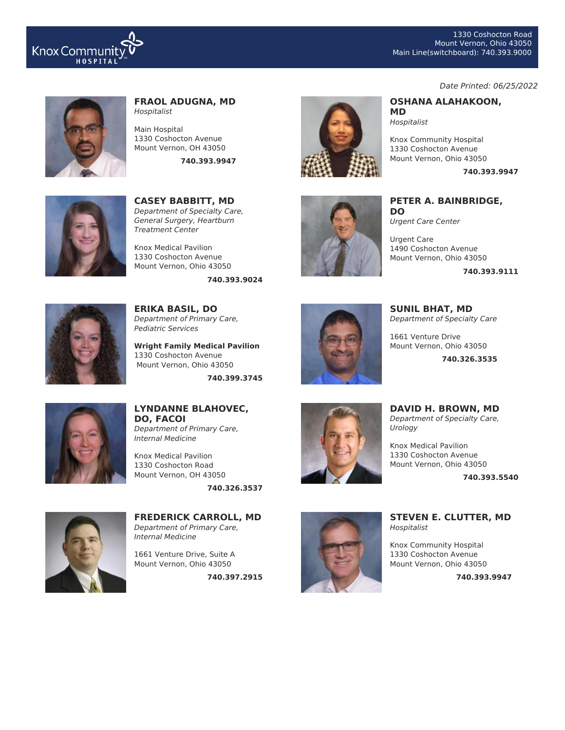Knox Community Hospital

1330 Coshocton Road
Mount Vernon, Ohio 43050
Main Line(switchboard): 740.393.9000

*Date Printed: 06/25/2022*

**FRAOL ADUGNA, MD**
*Hospitalist*

Main Hospital
1330 Coshocton Avenue
Mount Vernon, OH 43050

**740.393.9947**

**OSHANA ALAHAKOON, MD**
*Hospitalist*

Knox Community Hospital
1330 Coshocton Avenue
Mount Vernon, Ohio 43050

**740.393.9947**

**CASEY BABBITT, MD**
*Department of Specialty Care, General Surgery, Heartburn Treatment Center*

Knox Medical Pavilion
1330 Coshocton Avenue
Mount Vernon, Ohio 43050

**740.393.9024**

**PETER A. BAINBRIDGE, DO**
*Urgent Care Center*

Urgent Care
1490 Coshocton Avenue
Mount Vernon, Ohio 43050

**740.393.9111**

**ERIKA BASIL, DO**
*Department of Primary Care, Pediatric Services*

**Wright Family Medical Pavilion**
1330 Coshocton Avenue
Mount Vernon, Ohio 43050

**740.399.3745**

**SUNIL BHAT, MD**
*Department of Specialty Care*

1661 Venture Drive
Mount Vernon, Ohio 43050

**740.326.3535**

**LYNDANNE BLAHOVEC, DO, FACOI**
*Department of Primary Care, Internal Medicine*

Knox Medical Pavilion
1330 Coshocton Road
Mount Vernon, OH 43050

**740.326.3537**

**DAVID H. BROWN, MD**
*Department of Specialty Care, Urology*

Knox Medical Pavilion
1330 Coshocton Avenue
Mount Vernon, Ohio 43050

**740.393.5540**

**FREDERICK CARROLL, MD**
*Department of Primary Care, Internal Medicine*

1661 Venture Drive, Suite A
Mount Vernon, Ohio 43050

**740.397.2915**

**STEVEN E. CLUTTER, MD**
*Hospitalist*

Knox Community Hospital
1330 Coshocton Avenue
Mount Vernon, Ohio 43050

**740.393.9947**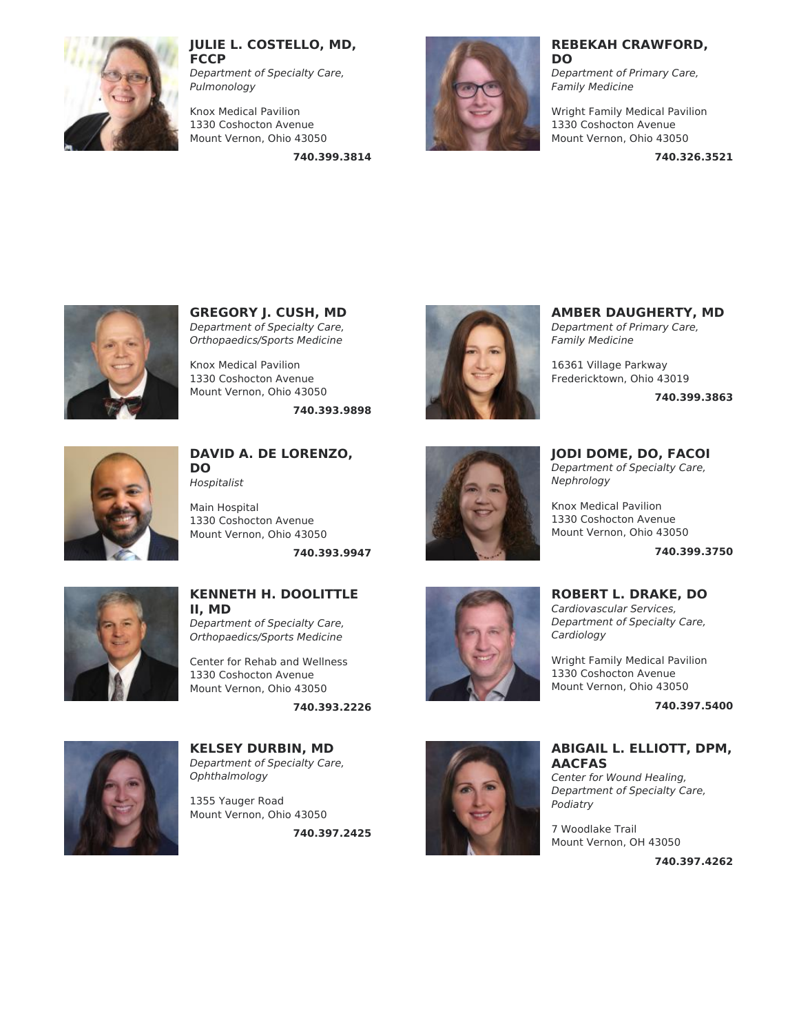### JULIE L. COSTELLO, MD, FCCP

*Department of Specialty Care, Pulmonology*

Knox Medical Pavilion
1330 Coshocton Avenue
Mount Vernon, Ohio 43050

**740.399.3814**

### REBEKAH CRAWFORD, DO

*Department of Primary Care, Family Medicine*

Wright Family Medical Pavilion
1330 Coshocton Avenue
Mount Vernon, Ohio 43050

**740.326.3521**

### GREGORY J. CUSH, MD

*Department of Specialty Care, Orthopaedics/Sports Medicine*

Knox Medical Pavilion
1330 Coshocton Avenue
Mount Vernon, Ohio 43050

**740.393.9898**

### AMBER DAUGHERTY, MD

*Department of Primary Care, Family Medicine*

16361 Village Parkway
Fredericktown, Ohio 43019

**740.399.3863**

### DAVID A. DE LORENZO, DO

*Hospitalist*

Main Hospital
1330 Coshocton Avenue
Mount Vernon, Ohio 43050

**740.393.9947**

### JODI DOME, DO, FACOI

*Department of Specialty Care, Nephrology*

Knox Medical Pavilion
1330 Coshocton Avenue
Mount Vernon, Ohio 43050

**740.399.3750**

### KENNETH H. DOOLITTLE II, MD

*Department of Specialty Care, Orthopaedics/Sports Medicine*

Center for Rehab and Wellness
1330 Coshocton Avenue
Mount Vernon, Ohio 43050

**740.393.2226**

### ROBERT L. DRAKE, DO

*Cardiovascular Services, Department of Specialty Care, Cardiology*

Wright Family Medical Pavilion
1330 Coshocton Avenue
Mount Vernon, Ohio 43050

**740.397.5400**

### KELSEY DURBIN, MD

*Department of Specialty Care, Ophthalmology*

1355 Yauger Road
Mount Vernon, Ohio 43050

**740.397.2425**

### ABIGAIL L. ELLIOTT, DPM, AACFAS

*Center for Wound Healing, Department of Specialty Care, Podiatry*

7 Woodlake Trail
Mount Vernon, OH 43050

**740.397.4262**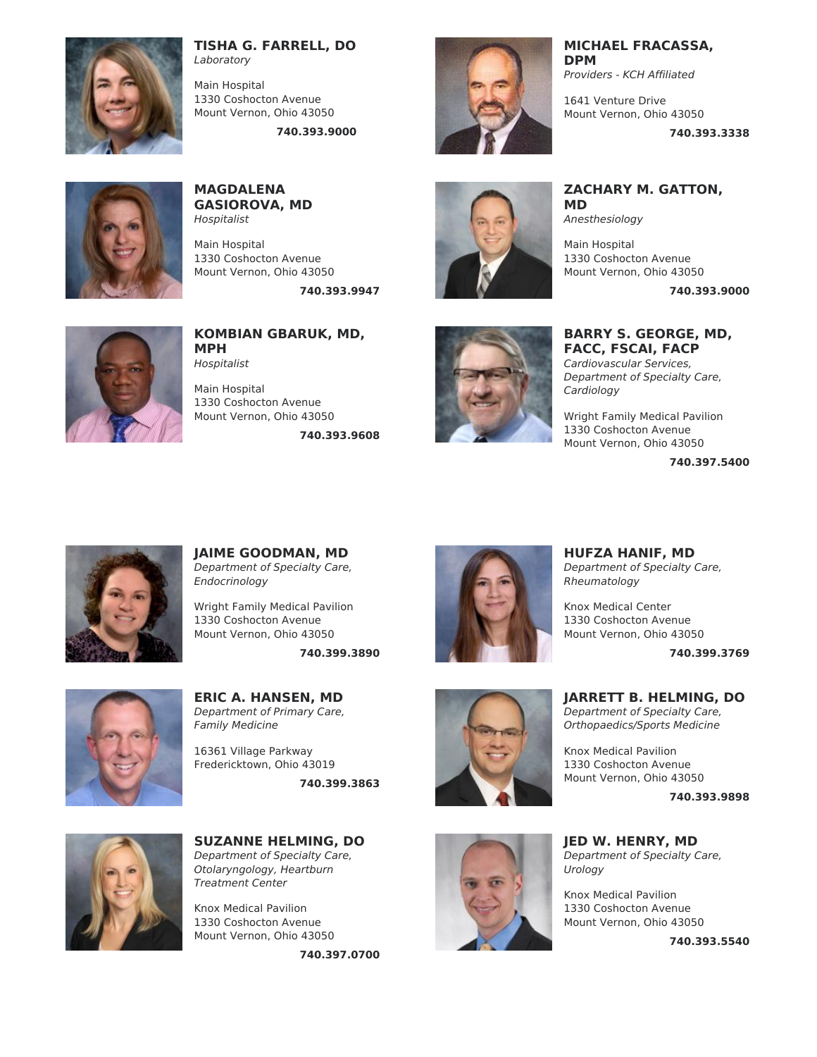**TISHA G. FARRELL, DO**
*Laboratory*

Main Hospital
1330 Coshocton Avenue
Mount Vernon, Ohio 43050

**740.393.9000**

**MICHAEL FRACASSA, DPM**
*Providers - KCH Affiliated*

1641 Venture Drive
Mount Vernon, Ohio 43050

**740.393.3338**

**MAGDALENA GASIOROVA, MD**
*Hospitalist*

Main Hospital
1330 Coshocton Avenue
Mount Vernon, Ohio 43050

**740.393.9947**

**ZACHARY M. GATTON, MD**
*Anesthesiology*

Main Hospital
1330 Coshocton Avenue
Mount Vernon, Ohio 43050

**740.393.9000**

**KOMBIAN GBARUK, MD, MPH**
*Hospitalist*

Main Hospital
1330 Coshocton Avenue
Mount Vernon, Ohio 43050

**740.393.9608**

**BARRY S. GEORGE, MD, FACC, FSCAI, FACP**
*Cardiovascular Services, Department of Specialty Care, Cardiology*

Wright Family Medical Pavilion
1330 Coshocton Avenue
Mount Vernon, Ohio 43050

**740.397.5400**

**JAIME GOODMAN, MD**
*Department of Specialty Care, Endocrinology*

Wright Family Medical Pavilion
1330 Coshocton Avenue
Mount Vernon, Ohio 43050

**740.399.3890**

**HUFZA HANIF, MD**
*Department of Specialty Care, Rheumatology*

Knox Medical Center
1330 Coshocton Avenue
Mount Vernon, Ohio 43050

**740.399.3769**

**ERIC A. HANSEN, MD**
*Department of Primary Care, Family Medicine*

16361 Village Parkway
Fredericktown, Ohio 43019

**740.399.3863**

**JARRETT B. HELMING, DO**
*Department of Specialty Care, Orthopaedics/Sports Medicine*

Knox Medical Pavilion
1330 Coshocton Avenue
Mount Vernon, Ohio 43050

**740.393.9898**

**SUZANNE HELMING, DO**
*Department of Specialty Care, Otolaryngology, Heartburn Treatment Center*

Knox Medical Pavilion
1330 Coshocton Avenue
Mount Vernon, Ohio 43050

**740.397.0700**

**JED W. HENRY, MD**
*Department of Specialty Care, Urology*

Knox Medical Pavilion
1330 Coshocton Avenue
Mount Vernon, Ohio 43050

**740.393.5540**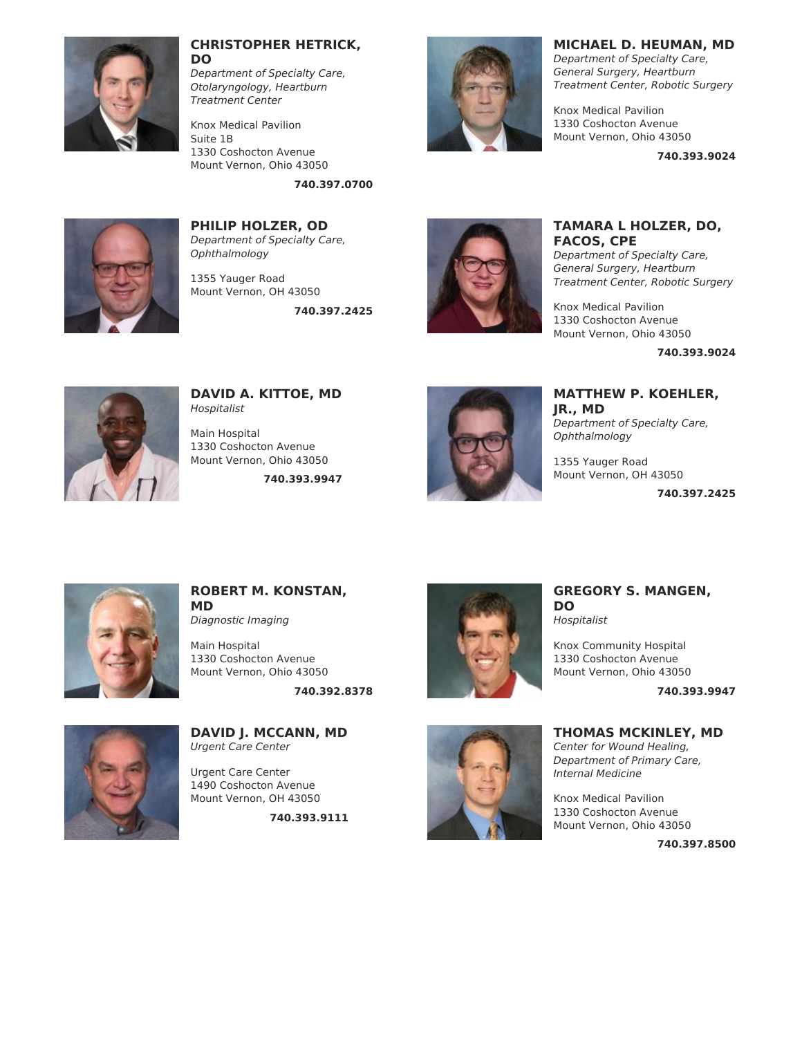### CHRISTOPHER HETRICK, DO

*Department of Specialty Care, Otolaryngology, Heartburn Treatment Center*

Knox Medical Pavilion
Suite 1B
1330 Coshocton Avenue
Mount Vernon, Ohio 43050

**740.397.0700**

### MICHAEL D. HEUMAN, MD

*Department of Specialty Care, General Surgery, Heartburn Treatment Center, Robotic Surgery*

Knox Medical Pavilion
1330 Coshocton Avenue
Mount Vernon, Ohio 43050

**740.393.9024**

### PHILIP HOLZER, OD

*Department of Specialty Care, Ophthalmology*

1355 Yauger Road
Mount Vernon, OH 43050

**740.397.2425**

### TAMARA L HOLZER, DO, FACOS, CPE

*Department of Specialty Care, General Surgery, Heartburn Treatment Center, Robotic Surgery*

Knox Medical Pavilion
1330 Coshocton Avenue
Mount Vernon, Ohio 43050

**740.393.9024**

### DAVID A. KITTOE, MD

*Hospitalist*

Main Hospital
1330 Coshocton Avenue
Mount Vernon, Ohio 43050

**740.393.9947**

### MATTHEW P. KOEHLER, JR., MD

*Department of Specialty Care, Ophthalmology*

1355 Yauger Road
Mount Vernon, OH 43050

**740.397.2425**

### ROBERT M. KONSTAN, MD

*Diagnostic Imaging*

Main Hospital
1330 Coshocton Avenue
Mount Vernon, Ohio 43050

**740.392.8378**

### GREGORY S. MANGEN, DO

*Hospitalist*

Knox Community Hospital
1330 Coshocton Avenue
Mount Vernon, Ohio 43050

**740.393.9947**

### DAVID J. MCCANN, MD

*Urgent Care Center*

Urgent Care Center
1490 Coshocton Avenue
Mount Vernon, OH 43050

**740.393.9111**

### THOMAS MCKINLEY, MD

*Center for Wound Healing, Department of Primary Care, Internal Medicine*

Knox Medical Pavilion
1330 Coshocton Avenue
Mount Vernon, Ohio 43050

**740.397.8500**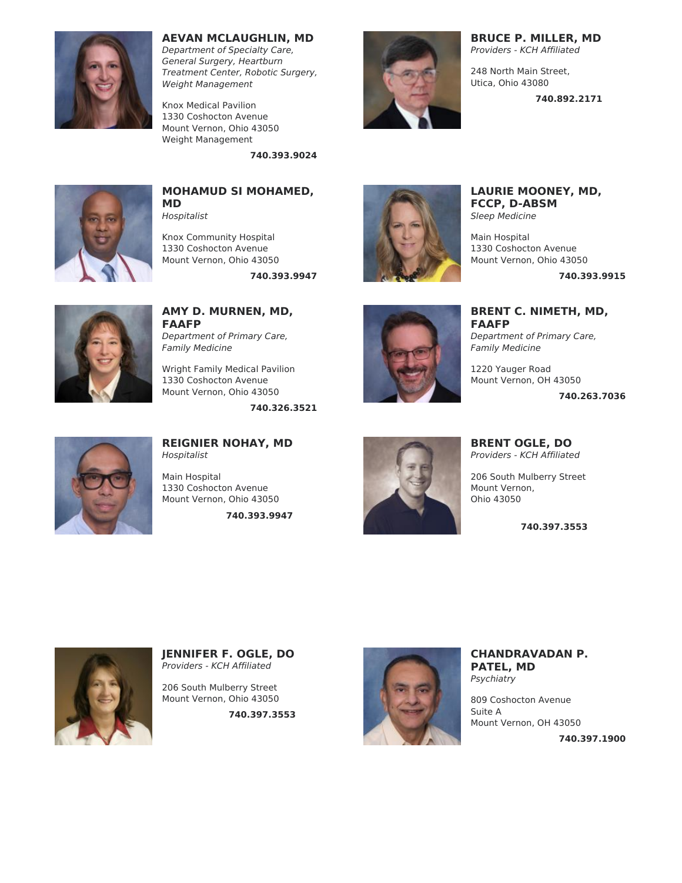## AEVAN MCLAUGHLIN, MD

*Department of Specialty Care, General Surgery, Heartburn Treatment Center, Robotic Surgery, Weight Management*

Knox Medical Pavilion
1330 Coshocton Avenue
Mount Vernon, Ohio 43050
Weight Management

**740.393.9024**

## BRUCE P. MILLER, MD

*Providers - KCH Affiliated*

248 North Main Street,
Utica, Ohio 43080

**740.892.2171**

## MOHAMUD SI MOHAMED, MD

*Hospitalist*

Knox Community Hospital
1330 Coshocton Avenue
Mount Vernon, Ohio 43050

**740.393.9947**

## LAURIE MOONEY, MD, FCCP, D-ABSM

*Sleep Medicine*

Main Hospital
1330 Coshocton Avenue
Mount Vernon, Ohio 43050

**740.393.9915**

## AMY D. MURNEN, MD, FAAFP

*Department of Primary Care, Family Medicine*

Wright Family Medical Pavilion
1330 Coshocton Avenue
Mount Vernon, Ohio 43050

**740.326.3521**

## BRENT C. NIMETH, MD, FAAFP

*Department of Primary Care, Family Medicine*

1220 Yauger Road
Mount Vernon, OH 43050

**740.263.7036**

## REIGNIER NOHAY, MD

*Hospitalist*

Main Hospital
1330 Coshocton Avenue
Mount Vernon, Ohio 43050

**740.393.9947**

## BRENT OGLE, DO

*Providers - KCH Affiliated*

206 South Mulberry Street
Mount Vernon,
Ohio 43050

**740.397.3553**

## JENNIFER F. OGLE, DO

*Providers - KCH Affiliated*

206 South Mulberry Street
Mount Vernon, Ohio 43050

**740.397.3553**

## CHANDRAVADAN P. PATEL, MD

*Psychiatry*

809 Coshocton Avenue
Suite A
Mount Vernon, OH 43050

**740.397.1900**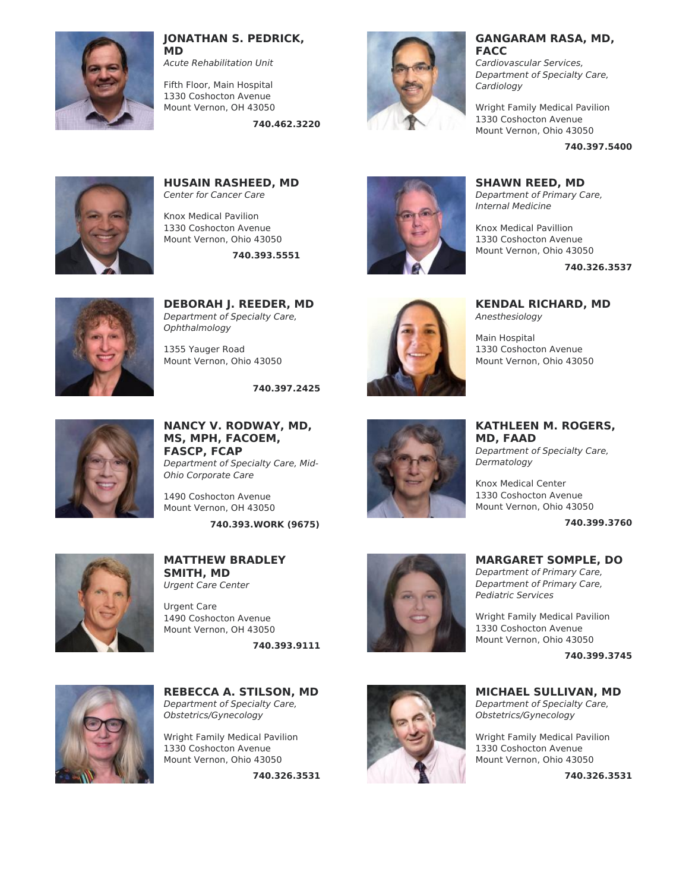### JONATHAN S. PEDRICK, MD

*Acute Rehabilitation Unit*

Fifth Floor, Main Hospital
1330 Coshocton Avenue
Mount Vernon, OH 43050

**740.462.3220**

### GANGARAM RASA, MD, FACC

*Cardiovascular Services, Department of Specialty Care, Cardiology*

Wright Family Medical Pavilion
1330 Coshocton Avenue
Mount Vernon, Ohio 43050

**740.397.5400**

### HUSAIN RASHEED, MD

*Center for Cancer Care*

Knox Medical Pavilion
1330 Coshocton Avenue
Mount Vernon, Ohio 43050

**740.393.5551**

### SHAWN REED, MD

*Department of Primary Care, Internal Medicine*

Knox Medical Pavillion
1330 Coshocton Avenue
Mount Vernon, Ohio 43050

**740.326.3537**

### DEBORAH J. REEDER, MD

*Department of Specialty Care, Ophthalmology*

1355 Yauger Road
Mount Vernon, Ohio 43050

**740.397.2425**

### KENDAL RICHARD, MD

*Anesthesiology*

Main Hospital
1330 Coshocton Avenue
Mount Vernon, Ohio 43050

### NANCY V. RODWAY, MD, MS, MPH, FACOEM, FASCP, FCAP

*Department of Specialty Care, Mid-Ohio Corporate Care*

1490 Coshocton Avenue
Mount Vernon, OH 43050

**740.393.WORK (9675)**

### KATHLEEN M. ROGERS, MD, FAAD

*Department of Specialty Care, Dermatology*

Knox Medical Center
1330 Coshocton Avenue
Mount Vernon, Ohio 43050

**740.399.3760**

### MATTHEW BRADLEY SMITH, MD

*Urgent Care Center*

Urgent Care
1490 Coshocton Avenue
Mount Vernon, OH 43050

**740.393.9111**

### MARGARET SOMPLE, DO

*Department of Primary Care, Department of Primary Care, Pediatric Services*

Wright Family Medical Pavilion
1330 Coshocton Avenue
Mount Vernon, Ohio 43050

**740.399.3745**

### REBECCA A. STILSON, MD

*Department of Specialty Care, Obstetrics/Gynecology*

Wright Family Medical Pavilion
1330 Coshocton Avenue
Mount Vernon, Ohio 43050

**740.326.3531**

### MICHAEL SULLIVAN, MD

*Department of Specialty Care, Obstetrics/Gynecology*

Wright Family Medical Pavilion
1330 Coshocton Avenue
Mount Vernon, Ohio 43050

**740.326.3531**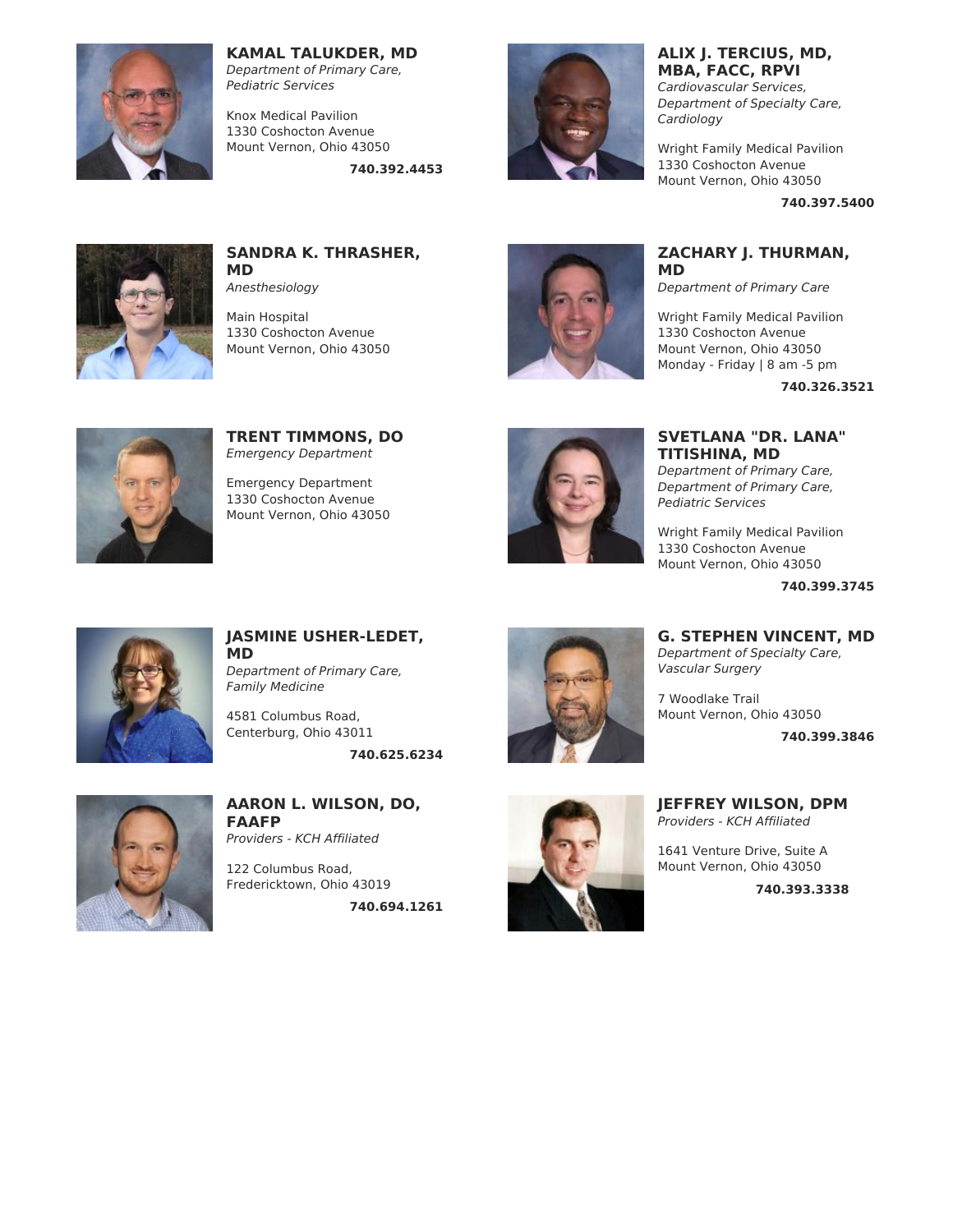### KAMAL TALUKDER, MD

*Department of Primary Care, Pediatric Services*

Knox Medical Pavilion
1330 Coshocton Avenue
Mount Vernon, Ohio 43050

**740.392.4453**

### ALIX J. TERCIUS, MD, MBA, FACC, RPVI

*Cardiovascular Services, Department of Specialty Care, Cardiology*

Wright Family Medical Pavilion
1330 Coshocton Avenue
Mount Vernon, Ohio 43050

**740.397.5400**

### SANDRA K. THRASHER, MD

*Anesthesiology*

Main Hospital
1330 Coshocton Avenue
Mount Vernon, Ohio 43050

### ZACHARY J. THURMAN, MD

*Department of Primary Care*

Wright Family Medical Pavilion
1330 Coshocton Avenue
Mount Vernon, Ohio 43050
Monday - Friday | 8 am -5 pm

**740.326.3521**

### TRENT TIMMONS, DO

*Emergency Department*

Emergency Department
1330 Coshocton Avenue
Mount Vernon, Ohio 43050

### SVETLANA "DR. LANA" TITISHINA, MD

*Department of Primary Care, Department of Primary Care, Pediatric Services*

Wright Family Medical Pavilion
1330 Coshocton Avenue
Mount Vernon, Ohio 43050

**740.399.3745**

### JASMINE USHER-LEDET, MD

*Department of Primary Care, Family Medicine*

4581 Columbus Road,
Centerburg, Ohio 43011

**740.625.6234**

### G. STEPHEN VINCENT, MD

*Department of Specialty Care, Vascular Surgery*

7 Woodlake Trail
Mount Vernon, Ohio 43050

**740.399.3846**

### AARON L. WILSON, DO, FAAFP

*Providers - KCH Affiliated*

122 Columbus Road,
Fredericktown, Ohio 43019

**740.694.1261**

### JEFFREY WILSON, DPM

*Providers - KCH Affiliated*

1641 Venture Drive, Suite A
Mount Vernon, Ohio 43050

**740.393.3338**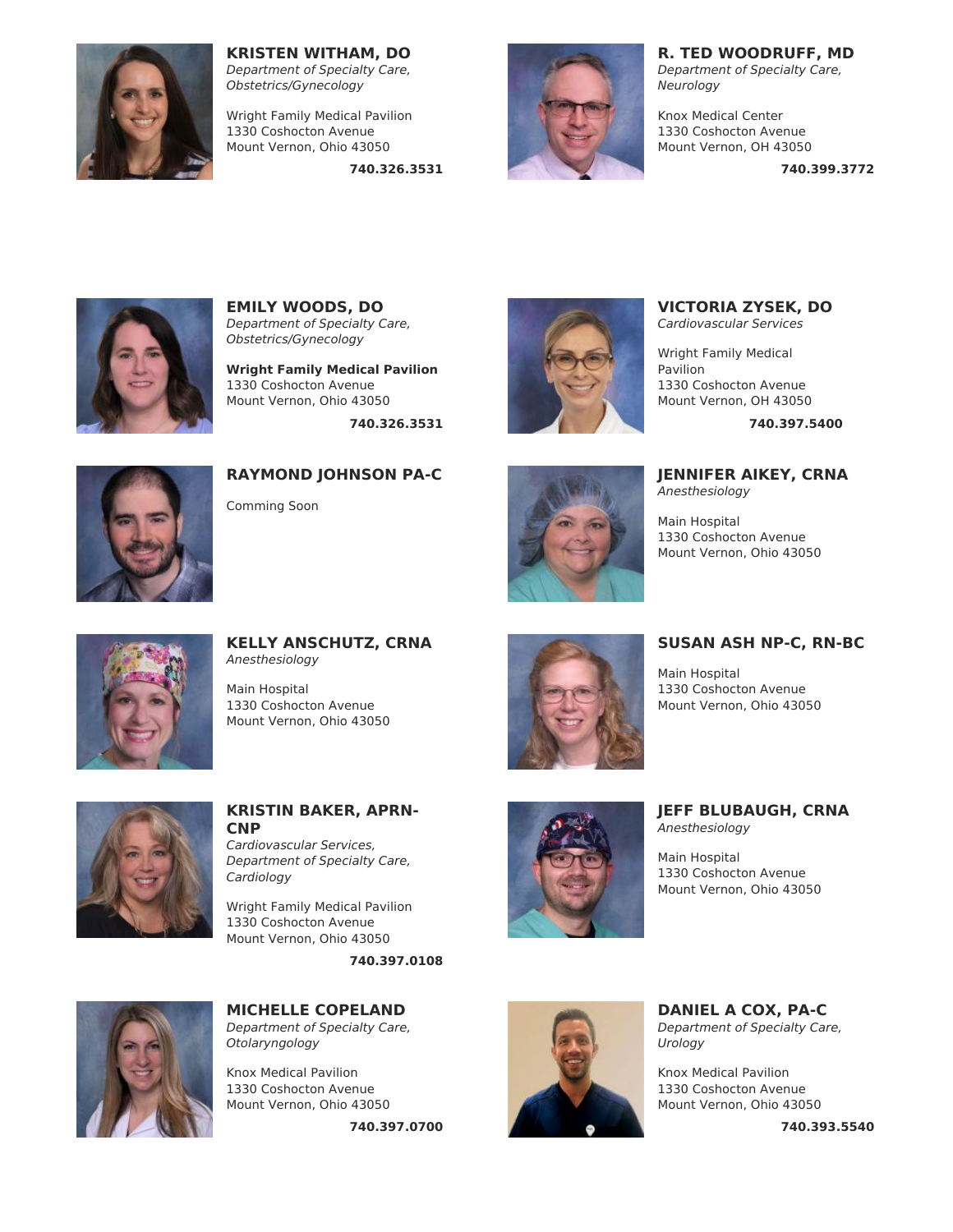### KRISTEN WITHAM, DO

*Department of Specialty Care, Obstetrics/Gynecology*

Wright Family Medical Pavilion
1330 Coshocton Avenue
Mount Vernon, Ohio 43050

**740.326.3531**

### R. TED WOODRUFF, MD

*Department of Specialty Care, Neurology*

Knox Medical Center
1330 Coshocton Avenue
Mount Vernon, OH 43050

**740.399.3772**

### EMILY WOODS, DO

*Department of Specialty Care, Obstetrics/Gynecology*

**Wright Family Medical Pavilion**
1330 Coshocton Avenue
Mount Vernon, Ohio 43050

**740.326.3531**

### VICTORIA ZYSEK, DO

*Cardiovascular Services*

Wright Family Medical Pavilion
1330 Coshocton Avenue
Mount Vernon, OH 43050

**740.397.5400**

### RAYMOND JOHNSON PA-C

Comming Soon

### JENNIFER AIKEY, CRNA

*Anesthesiology*

Main Hospital
1330 Coshocton Avenue
Mount Vernon, Ohio 43050

### KELLY ANSCHUTZ, CRNA

*Anesthesiology*

Main Hospital
1330 Coshocton Avenue
Mount Vernon, Ohio 43050

### SUSAN ASH NP-C, RN-BC

Main Hospital
1330 Coshocton Avenue
Mount Vernon, Ohio 43050

### KRISTIN BAKER, APRN-CNP

*Cardiovascular Services, Department of Specialty Care, Cardiology*

Wright Family Medical Pavilion
1330 Coshocton Avenue
Mount Vernon, Ohio 43050

**740.397.0108**

### JEFF BLUBAUGH, CRNA

*Anesthesiology*

Main Hospital
1330 Coshocton Avenue
Mount Vernon, Ohio 43050

### MICHELLE COPELAND

*Department of Specialty Care, Otolaryngology*

Knox Medical Pavilion
1330 Coshocton Avenue
Mount Vernon, Ohio 43050

**740.397.0700**

### DANIEL A COX, PA-C

*Department of Specialty Care, Urology*

Knox Medical Pavilion
1330 Coshocton Avenue
Mount Vernon, Ohio 43050

**740.393.5540**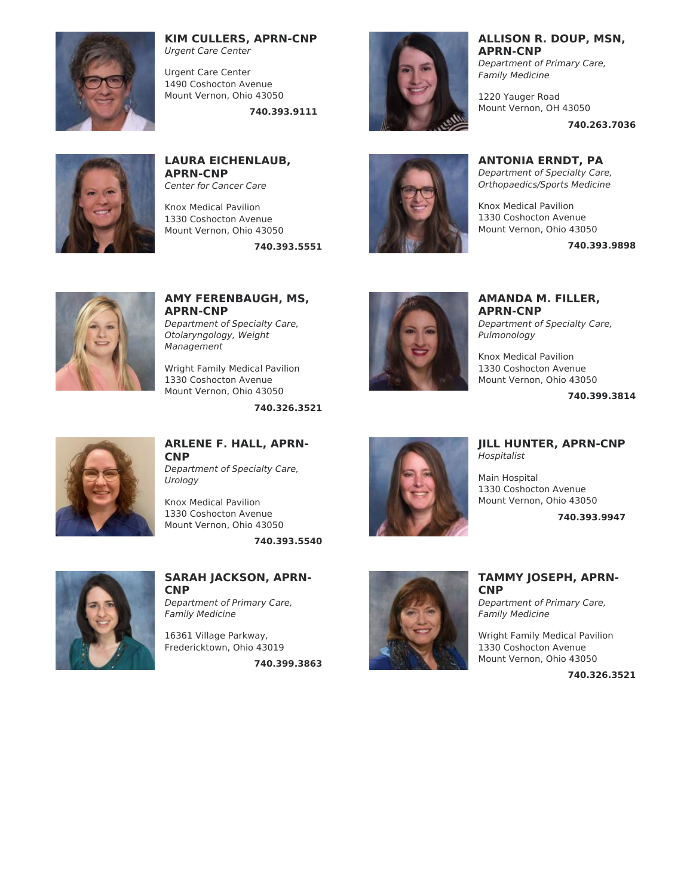**KIM CULLERS, APRN-CNP**
*Urgent Care Center*

Urgent Care Center
1490 Coshocton Avenue
Mount Vernon, Ohio 43050

**740.393.9111**

**ALLISON R. DOUP, MSN, APRN-CNP**
*Department of Primary Care, Family Medicine*

1220 Yauger Road
Mount Vernon, OH 43050

**740.263.7036**

**LAURA EICHENLAUB, APRN-CNP**
*Center for Cancer Care*

Knox Medical Pavilion
1330 Coshocton Avenue
Mount Vernon, Ohio 43050

**740.393.5551**

**ANTONIA ERNDT, PA**
*Department of Specialty Care, Orthopaedics/Sports Medicine*

Knox Medical Pavilion
1330 Coshocton Avenue
Mount Vernon, Ohio 43050

**740.393.9898**

**AMY FERENBAUGH, MS, APRN-CNP**
*Department of Specialty Care, Otolaryngology, Weight Management*

Wright Family Medical Pavilion
1330 Coshocton Avenue
Mount Vernon, Ohio 43050

**740.326.3521**

**AMANDA M. FILLER, APRN-CNP**
*Department of Specialty Care, Pulmonology*

Knox Medical Pavilion
1330 Coshocton Avenue
Mount Vernon, Ohio 43050

**740.399.3814**

**ARLENE F. HALL, APRN-CNP**
*Department of Specialty Care, Urology*

Knox Medical Pavilion
1330 Coshocton Avenue
Mount Vernon, Ohio 43050

**740.393.5540**

**JILL HUNTER, APRN-CNP**
*Hospitalist*

Main Hospital
1330 Coshocton Avenue
Mount Vernon, Ohio 43050

**740.393.9947**

**SARAH JACKSON, APRN-CNP**
*Department of Primary Care, Family Medicine*

16361 Village Parkway,
Fredericktown, Ohio 43019

**740.399.3863**

**TAMMY JOSEPH, APRN-CNP**
*Department of Primary Care, Family Medicine*

Wright Family Medical Pavilion
1330 Coshocton Avenue
Mount Vernon, Ohio 43050

**740.326.3521**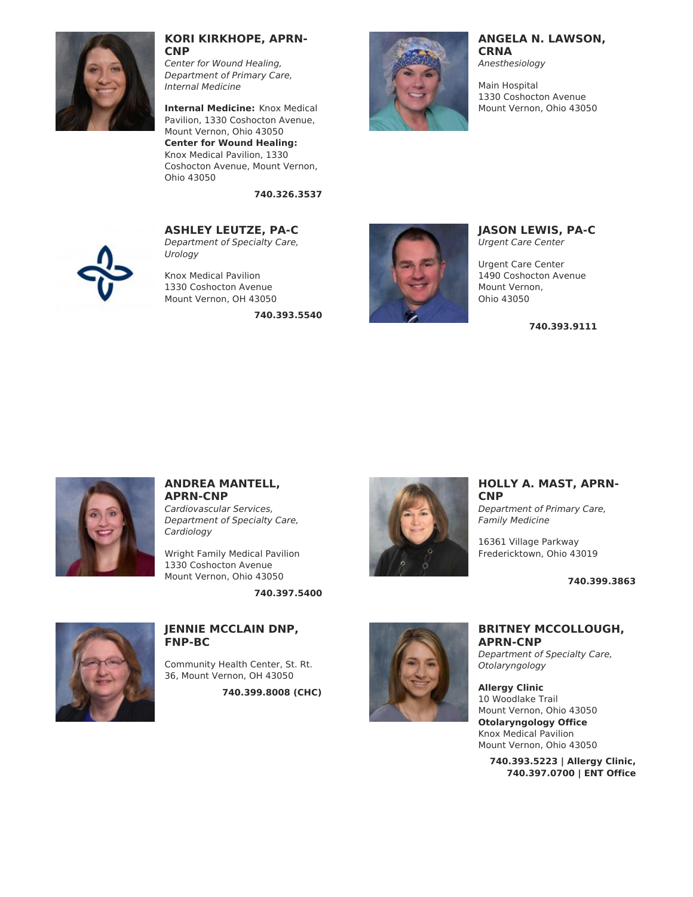### KORI KIRKHOPE, APRN-CNP

*Center for Wound Healing, Department of Primary Care, Internal Medicine*

**Internal Medicine:** Knox Medical Pavilion, 1330 Coshocton Avenue, Mount Vernon, Ohio 43050
**Center for Wound Healing:** Knox Medical Pavilion, 1330 Coshocton Avenue, Mount Vernon, Ohio 43050

**740.326.3537**

### ANGELA N. LAWSON, CRNA

*Anesthesiology*

Main Hospital
1330 Coshocton Avenue
Mount Vernon, Ohio 43050

### ASHLEY LEUTZE, PA-C

*Department of Specialty Care, Urology*

Knox Medical Pavilion
1330 Coshocton Avenue
Mount Vernon, OH 43050

**740.393.5540**

### JASON LEWIS, PA-C

*Urgent Care Center*

Urgent Care Center
1490 Coshocton Avenue
Mount Vernon,
Ohio 43050

**740.393.9111**

### ANDREA MANTELL, APRN-CNP

*Cardiovascular Services, Department of Specialty Care, Cardiology*

Wright Family Medical Pavilion
1330 Coshocton Avenue
Mount Vernon, Ohio 43050

**740.397.5400**

### HOLLY A. MAST, APRN-CNP

*Department of Primary Care, Family Medicine*

16361 Village Parkway
Fredericktown, Ohio 43019

**740.399.3863**

### JENNIE MCCLAIN DNP, FNP-BC

Community Health Center, St. Rt. 36, Mount Vernon, OH 43050

**740.399.8008 (CHC)**

### BRITNEY MCCOLLOUGH, APRN-CNP

*Department of Specialty Care, Otolaryngology*

**Allergy Clinic**
10 Woodlake Trail
Mount Vernon, Ohio 43050
**Otolaryngology Office**
Knox Medical Pavilion
Mount Vernon, Ohio 43050

**740.393.5223 | Allergy Clinic, 740.397.0700 | ENT Office**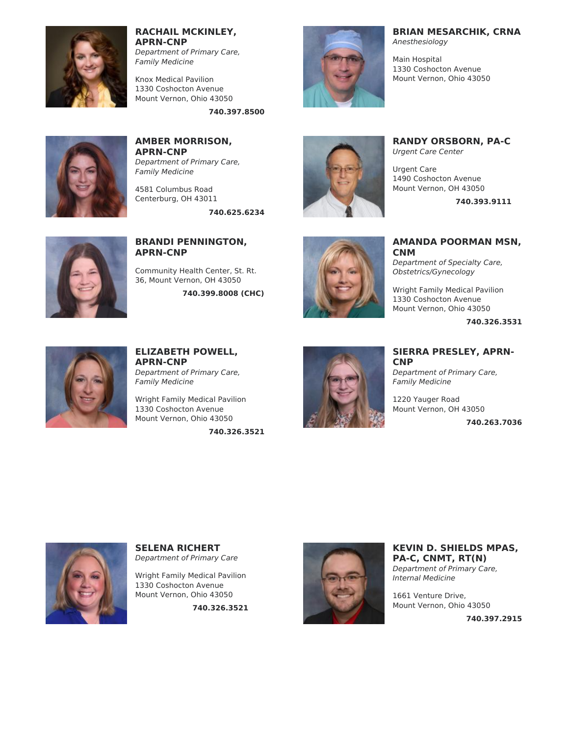### RACHAIL MCKINLEY, APRN-CNP
*Department of Primary Care, Family Medicine*

Knox Medical Pavilion
1330 Coshocton Avenue
Mount Vernon, Ohio 43050

**740.397.8500**

### BRIAN MESARCHIK, CRNA
*Anesthesiology*

Main Hospital
1330 Coshocton Avenue
Mount Vernon, Ohio 43050

### AMBER MORRISON, APRN-CNP
*Department of Primary Care, Family Medicine*

4581 Columbus Road
Centerburg, OH 43011

**740.625.6234**

### RANDY ORSBORN, PA-C
*Urgent Care Center*

Urgent Care
1490 Coshocton Avenue
Mount Vernon, OH 43050

**740.393.9111**

### BRANDI PENNINGTON, APRN-CNP

Community Health Center, St. Rt. 36, Mount Vernon, OH 43050

**740.399.8008 (CHC)**

### AMANDA POORMAN MSN, CNM
*Department of Specialty Care, Obstetrics/Gynecology*

Wright Family Medical Pavilion
1330 Coshocton Avenue
Mount Vernon, Ohio 43050

**740.326.3531**

### ELIZABETH POWELL, APRN-CNP
*Department of Primary Care, Family Medicine*

Wright Family Medical Pavilion
1330 Coshocton Avenue
Mount Vernon, Ohio 43050

**740.326.3521**

### SIERRA PRESLEY, APRN-CNP
*Department of Primary Care, Family Medicine*

1220 Yauger Road
Mount Vernon, OH 43050

**740.263.7036**

### SELENA RICHERT
*Department of Primary Care*

Wright Family Medical Pavilion
1330 Coshocton Avenue
Mount Vernon, Ohio 43050

**740.326.3521**

### KEVIN D. SHIELDS MPAS, PA-C, CNMT, RT(N)
*Department of Primary Care, Internal Medicine*

1661 Venture Drive,
Mount Vernon, Ohio 43050

**740.397.2915**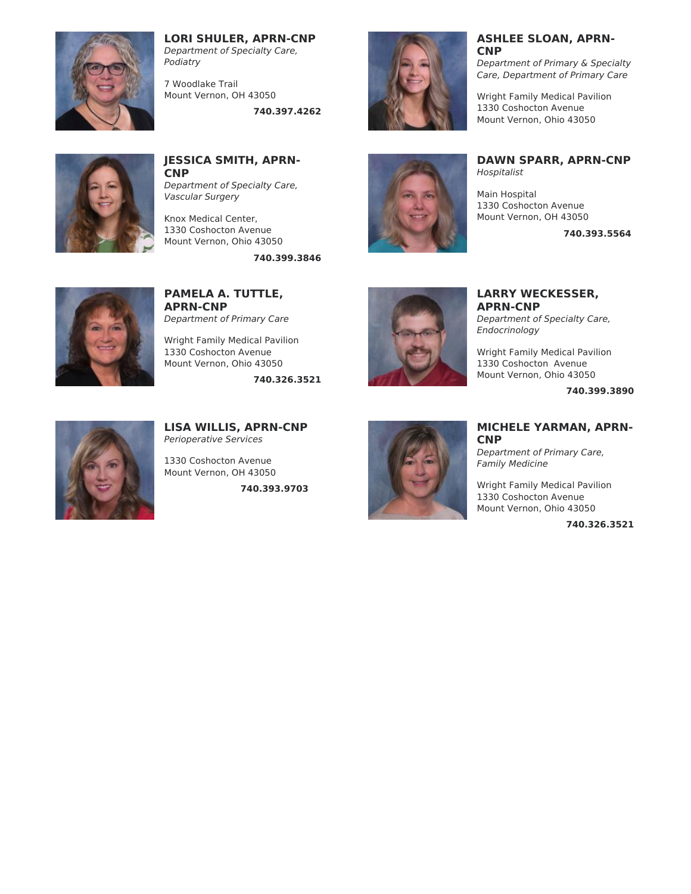**LORI SHULER, APRN-CNP**
*Department of Specialty Care, Podiatry*

7 Woodlake Trail
Mount Vernon, OH 43050

**740.397.4262**

**ASHLEE SLOAN, APRN-CNP**
*Department of Primary & Specialty Care, Department of Primary Care*

Wright Family Medical Pavilion
1330 Coshocton Avenue
Mount Vernon, Ohio 43050

**JESSICA SMITH, APRN-CNP**
*Department of Specialty Care, Vascular Surgery*

Knox Medical Center,
1330 Coshocton Avenue
Mount Vernon, Ohio 43050

**740.399.3846**

**DAWN SPARR, APRN-CNP**
*Hospitalist*

Main Hospital
1330 Coshocton Avenue
Mount Vernon, OH 43050

**740.393.5564**

**PAMELA A. TUTTLE, APRN-CNP**
*Department of Primary Care*

Wright Family Medical Pavilion
1330 Coshocton Avenue
Mount Vernon, Ohio 43050

**740.326.3521**

**LARRY WECKESSER, APRN-CNP**
*Department of Specialty Care, Endocrinology*

Wright Family Medical Pavilion
1330 Coshocton Avenue
Mount Vernon, Ohio 43050

**740.399.3890**

**LISA WILLIS, APRN-CNP**
*Perioperative Services*

1330 Coshocton Avenue
Mount Vernon, OH 43050

**740.393.9703**

**MICHELE YARMAN, APRN-CNP**
*Department of Primary Care, Family Medicine*

Wright Family Medical Pavilion
1330 Coshocton Avenue
Mount Vernon, Ohio 43050

**740.326.3521**